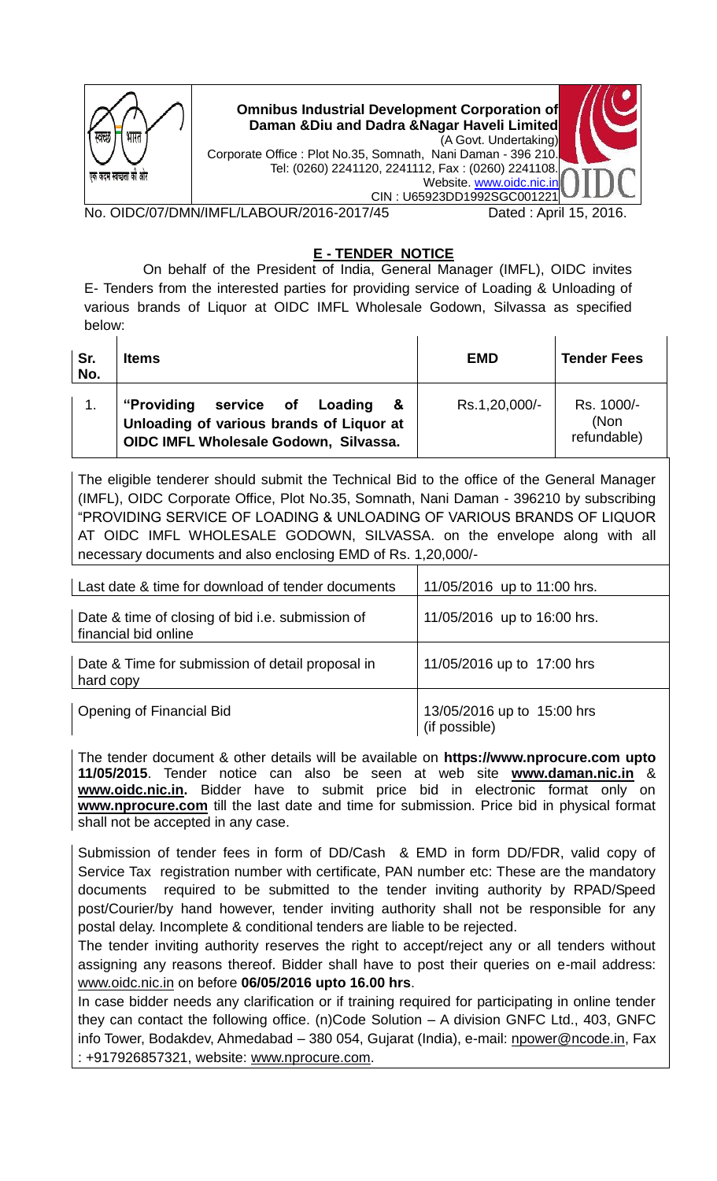**Omnibus Industrial Development Corporation of Daman &Diu and Dadra &Nagar Haveli Limited**
(A Govt. Undertaking)
Corporate Office : Plot No.35, Somnath, Nani Daman - 396 210.
Tel: (0260) 2241120, 2241112, Fax : (0260) 2241108.
Website. www.oidc.nic.in
CIN : U65923DD1992SGC001221

No. OIDC/07/DMN/IMFL/LABOUR/2016-2017/45 Dated : April 15, 2016.

## E - TENDER NOTICE

On behalf of the President of India, General Manager (IMFL), OIDC invites E- Tenders from the interested parties for providing service of Loading & Unloading of various brands of Liquor at OIDC IMFL Wholesale Godown, Silvassa as specified below:

| Sr. No. | Items | EMD | Tender Fees |
|---|---|---|---|
| 1. | **"Providing service of Loading & Unloading of various brands of Liquor at OIDC IMFL Wholesale Godown, Silvassa.** | Rs.1,20,000/- | Rs. 1000/- (Non refundable) |

The eligible tenderer should submit the Technical Bid to the office of the General Manager (IMFL), OIDC Corporate Office, Plot No.35, Somnath, Nani Daman - 396210 by subscribing "PROVIDING SERVICE OF LOADING & UNLOADING OF VARIOUS BRANDS OF LIQUOR AT OIDC IMFL WHOLESALE GODOWN, SILVASSA. on the envelope along with all necessary documents and also enclosing EMD of Rs. 1,20,000/-

| | |
|---|---|
| Last date & time for download of tender documents | 11/05/2016 up to 11:00 hrs. |
| Date & time of closing of bid i.e. submission of financial bid online | 11/05/2016 up to 16:00 hrs. |
| Date & Time for submission of detail proposal in hard copy | 11/05/2016 up to 17:00 hrs |
| Opening of Financial Bid | 13/05/2016 up to 15:00 hrs (if possible) |

The tender document & other details will be available on **https://www.nprocure.com upto 11/05/2015**. Tender notice can also be seen at web site **www.daman.nic.in** & **www.oidc.nic.in.** Bidder have to submit price bid in electronic format only on **www.nprocure.com** till the last date and time for submission. Price bid in physical format shall not be accepted in any case.

Submission of tender fees in form of DD/Cash & EMD in form DD/FDR, valid copy of Service Tax registration number with certificate, PAN number etc: These are the mandatory documents required to be submitted to the tender inviting authority by RPAD/Speed post/Courier/by hand however, tender inviting authority shall not be responsible for any postal delay. Incomplete & conditional tenders are liable to be rejected.

The tender inviting authority reserves the right to accept/reject any or all tenders without assigning any reasons thereof. Bidder shall have to post their queries on e-mail address: www.oidc.nic.in on before **06/05/2016 upto 16.00 hrs**.

In case bidder needs any clarification or if training required for participating in online tender they can contact the following office. (n)Code Solution – A division GNFC Ltd., 403, GNFC info Tower, Bodakdev, Ahmedabad – 380 054, Gujarat (India), e-mail: npower@ncode.in, Fax : +917926857321, website: www.nprocure.com.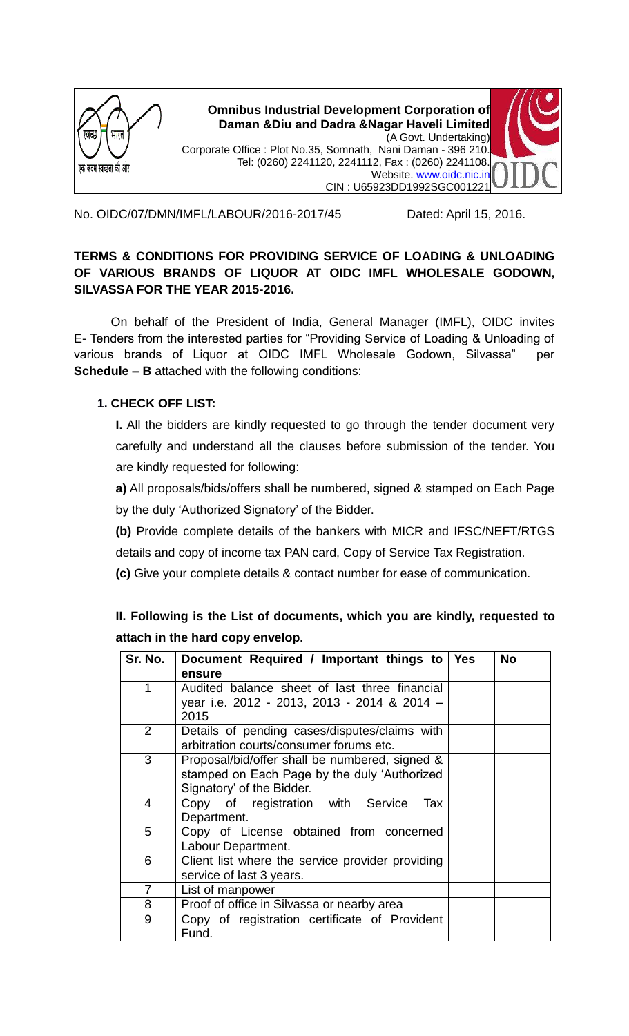**Omnibus Industrial Development Corporation of Daman &Diu and Dadra &Nagar Haveli Limited**
(A Govt. Undertaking)
Corporate Office : Plot No.35, Somnath, Nani Daman - 396 210.
Tel: (0260) 2241120, 2241112, Fax : (0260) 2241108.
Website. www.oidc.nic.in
CIN : U65923DD1992SGC001221

No. OIDC/07/DMN/IMFL/LABOUR/2016-2017/45 Dated: April 15, 2016.

**TERMS & CONDITIONS FOR PROVIDING SERVICE OF LOADING & UNLOADING OF VARIOUS BRANDS OF LIQUOR AT OIDC IMFL WHOLESALE GODOWN, SILVASSA FOR THE YEAR 2015-2016.**

On behalf of the President of India, General Manager (IMFL), OIDC invites E- Tenders from the interested parties for "Providing Service of Loading & Unloading of various brands of Liquor at OIDC IMFL Wholesale Godown, Silvassa" per **Schedule – B** attached with the following conditions:

**1. CHECK OFF LIST:**

**I.** All the bidders are kindly requested to go through the tender document very carefully and understand all the clauses before submission of the tender. You are kindly requested for following:

**a)** All proposals/bids/offers shall be numbered, signed & stamped on Each Page by the duly 'Authorized Signatory' of the Bidder.

**(b)** Provide complete details of the bankers with MICR and IFSC/NEFT/RTGS details and copy of income tax PAN card, Copy of Service Tax Registration.

**(c)** Give your complete details & contact number for ease of communication.

**II. Following is the List of documents, which you are kindly, requested to attach in the hard copy envelop.**

| Sr. No. | Document Required / Important things to ensure | Yes | No |
|---|---|---|---|
| 1 | Audited balance sheet of last three financial year i.e. 2012 - 2013, 2013 - 2014 & 2014 – 2015 | | |
| 2 | Details of pending cases/disputes/claims with arbitration courts/consumer forums etc. | | |
| 3 | Proposal/bid/offer shall be numbered, signed & stamped on Each Page by the duly 'Authorized Signatory' of the Bidder. | | |
| 4 | Copy of registration with Service Tax Department. | | |
| 5 | Copy of License obtained from concerned Labour Department. | | |
| 6 | Client list where the service provider providing service of last 3 years. | | |
| 7 | List of manpower | | |
| 8 | Proof of office in Silvassa or nearby area | | |
| 9 | Copy of registration certificate of Provident Fund. | | |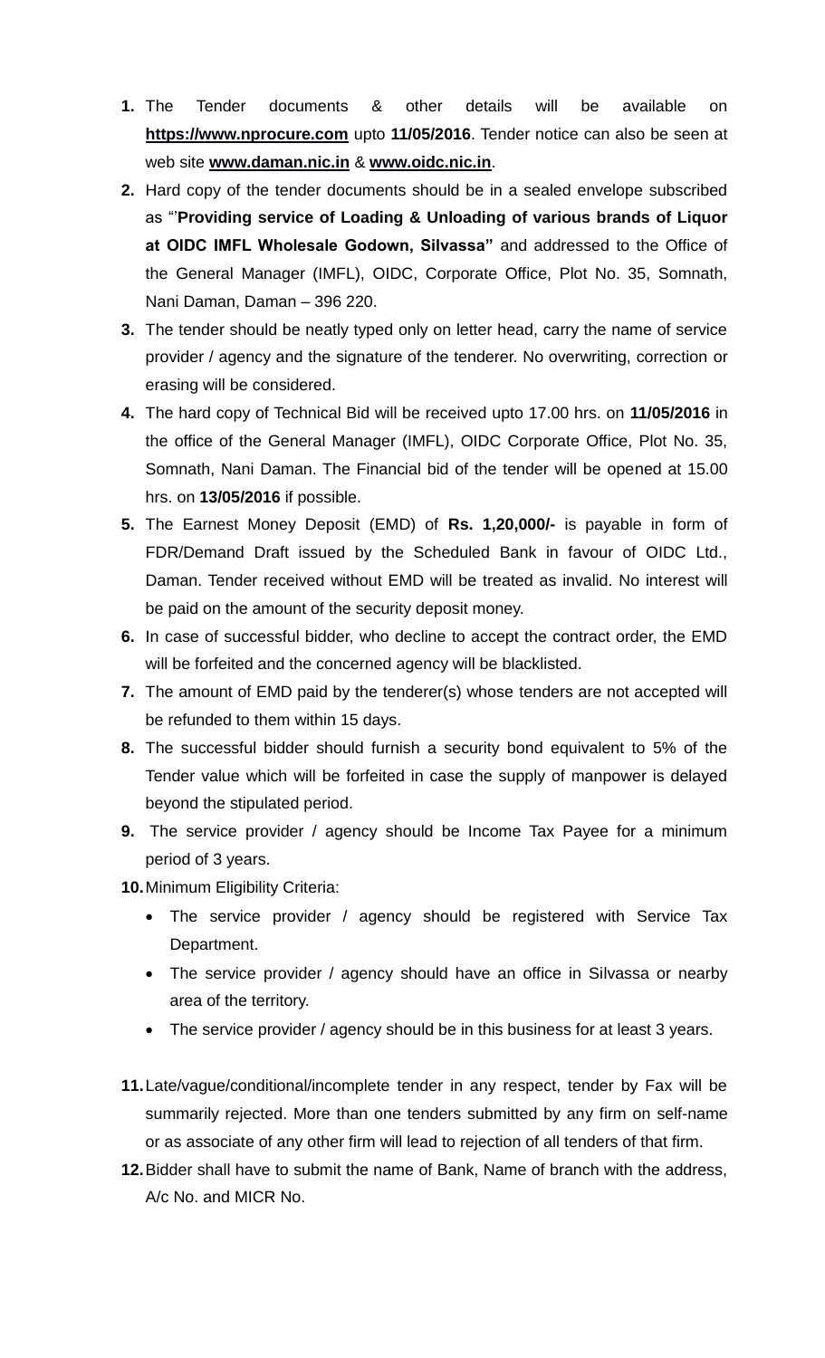1. The Tender documents & other details will be available on **https://www.nprocure.com** upto **11/05/2016**. Tender notice can also be seen at web site **www.daman.nic.in** & **www.oidc.nic.in**.
2. Hard copy of the tender documents should be in a sealed envelope subscribed as "'**Providing service of Loading & Unloading of various brands of Liquor at OIDC IMFL Wholesale Godown, Silvassa"** and addressed to the Office of the General Manager (IMFL), OIDC, Corporate Office, Plot No. 35, Somnath, Nani Daman, Daman – 396 220.
3. The tender should be neatly typed only on letter head, carry the name of service provider / agency and the signature of the tenderer. No overwriting, correction or erasing will be considered.
4. The hard copy of Technical Bid will be received upto 17.00 hrs. on **11/05/2016** in the office of the General Manager (IMFL), OIDC Corporate Office, Plot No. 35, Somnath, Nani Daman. The Financial bid of the tender will be opened at 15.00 hrs. on **13/05/2016** if possible.
5. The Earnest Money Deposit (EMD) of **Rs. 1,20,000/-** is payable in form of FDR/Demand Draft issued by the Scheduled Bank in favour of OIDC Ltd., Daman. Tender received without EMD will be treated as invalid. No interest will be paid on the amount of the security deposit money.
6. In case of successful bidder, who decline to accept the contract order, the EMD will be forfeited and the concerned agency will be blacklisted.
7. The amount of EMD paid by the tenderer(s) whose tenders are not accepted will be refunded to them within 15 days.
8. The successful bidder should furnish a security bond equivalent to 5% of the Tender value which will be forfeited in case the supply of manpower is delayed beyond the stipulated period.
9. The service provider / agency should be Income Tax Payee for a minimum period of 3 years.
10. Minimum Eligibility Criteria:
    - The service provider / agency should be registered with Service Tax Department.
    - The service provider / agency should have an office in Silvassa or nearby area of the territory.
    - The service provider / agency should be in this business for at least 3 years.
11. Late/vague/conditional/incomplete tender in any respect, tender by Fax will be summarily rejected. More than one tenders submitted by any firm on self-name or as associate of any other firm will lead to rejection of all tenders of that firm.
12. Bidder shall have to submit the name of Bank, Name of branch with the address, A/c No. and MICR No.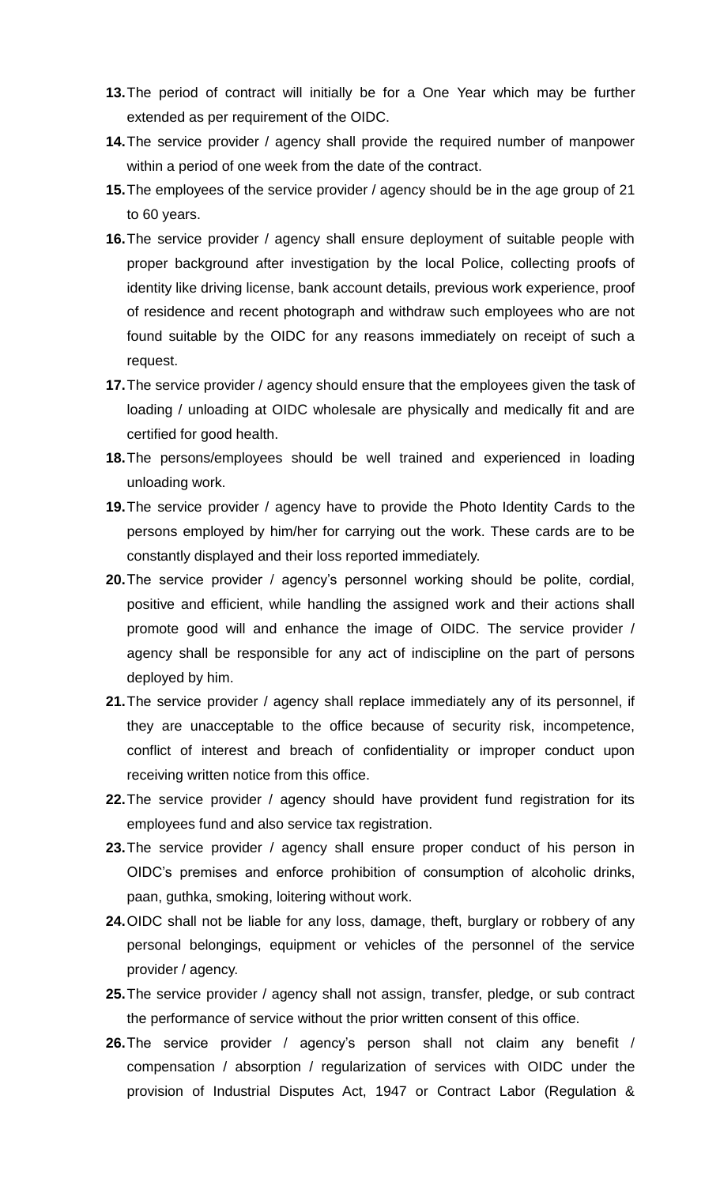13. The period of contract will initially be for a One Year which may be further extended as per requirement of the OIDC.
14. The service provider / agency shall provide the required number of manpower within a period of one week from the date of the contract.
15. The employees of the service provider / agency should be in the age group of 21 to 60 years.
16. The service provider / agency shall ensure deployment of suitable people with proper background after investigation by the local Police, collecting proofs of identity like driving license, bank account details, previous work experience, proof of residence and recent photograph and withdraw such employees who are not found suitable by the OIDC for any reasons immediately on receipt of such a request.
17. The service provider / agency should ensure that the employees given the task of loading / unloading at OIDC wholesale are physically and medically fit and are certified for good health.
18. The persons/employees should be well trained and experienced in loading unloading work.
19. The service provider / agency have to provide the Photo Identity Cards to the persons employed by him/her for carrying out the work. These cards are to be constantly displayed and their loss reported immediately.
20. The service provider / agency's personnel working should be polite, cordial, positive and efficient, while handling the assigned work and their actions shall promote good will and enhance the image of OIDC. The service provider / agency shall be responsible for any act of indiscipline on the part of persons deployed by him.
21. The service provider / agency shall replace immediately any of its personnel, if they are unacceptable to the office because of security risk, incompetence, conflict of interest and breach of confidentiality or improper conduct upon receiving written notice from this office.
22. The service provider / agency should have provident fund registration for its employees fund and also service tax registration.
23. The service provider / agency shall ensure proper conduct of his person in OIDC's premises and enforce prohibition of consumption of alcoholic drinks, paan, guthka, smoking, loitering without work.
24. OIDC shall not be liable for any loss, damage, theft, burglary or robbery of any personal belongings, equipment or vehicles of the personnel of the service provider / agency.
25. The service provider / agency shall not assign, transfer, pledge, or sub contract the performance of service without the prior written consent of this office.
26. The service provider / agency's person shall not claim any benefit / compensation / absorption / regularization of services with OIDC under the provision of Industrial Disputes Act, 1947 or Contract Labor (Regulation &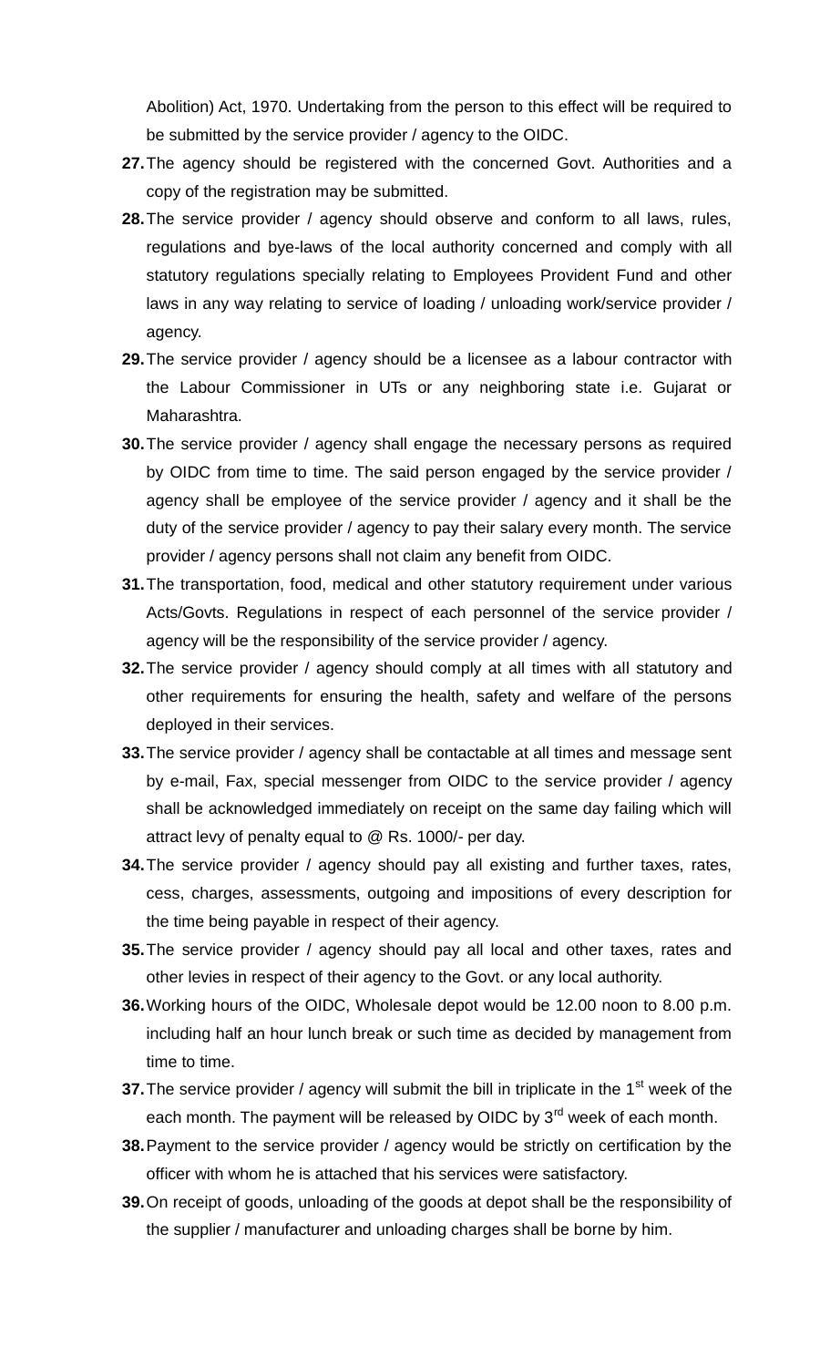Abolition) Act, 1970. Undertaking from the person to this effect will be required to be submitted by the service provider / agency to the OIDC.

27. The agency should be registered with the concerned Govt. Authorities and a copy of the registration may be submitted.
28. The service provider / agency should observe and conform to all laws, rules, regulations and bye-laws of the local authority concerned and comply with all statutory regulations specially relating to Employees Provident Fund and other laws in any way relating to service of loading / unloading work/service provider / agency.
29. The service provider / agency should be a licensee as a labour contractor with the Labour Commissioner in UTs or any neighboring state i.e. Gujarat or Maharashtra.
30. The service provider / agency shall engage the necessary persons as required by OIDC from time to time. The said person engaged by the service provider / agency shall be employee of the service provider / agency and it shall be the duty of the service provider / agency to pay their salary every month. The service provider / agency persons shall not claim any benefit from OIDC.
31. The transportation, food, medical and other statutory requirement under various Acts/Govts. Regulations in respect of each personnel of the service provider / agency will be the responsibility of the service provider / agency.
32. The service provider / agency should comply at all times with all statutory and other requirements for ensuring the health, safety and welfare of the persons deployed in their services.
33. The service provider / agency shall be contactable at all times and message sent by e-mail, Fax, special messenger from OIDC to the service provider / agency shall be acknowledged immediately on receipt on the same day failing which will attract levy of penalty equal to @ Rs. 1000/- per day.
34. The service provider / agency should pay all existing and further taxes, rates, cess, charges, assessments, outgoing and impositions of every description for the time being payable in respect of their agency.
35. The service provider / agency should pay all local and other taxes, rates and other levies in respect of their agency to the Govt. or any local authority.
36. Working hours of the OIDC, Wholesale depot would be 12.00 noon to 8.00 p.m. including half an hour lunch break or such time as decided by management from time to time.
37. The service provider / agency will submit the bill in triplicate in the 1st week of the each month. The payment will be released by OIDC by 3rd week of each month.
38. Payment to the service provider / agency would be strictly on certification by the officer with whom he is attached that his services were satisfactory.
39. On receipt of goods, unloading of the goods at depot shall be the responsibility of the supplier / manufacturer and unloading charges shall be borne by him.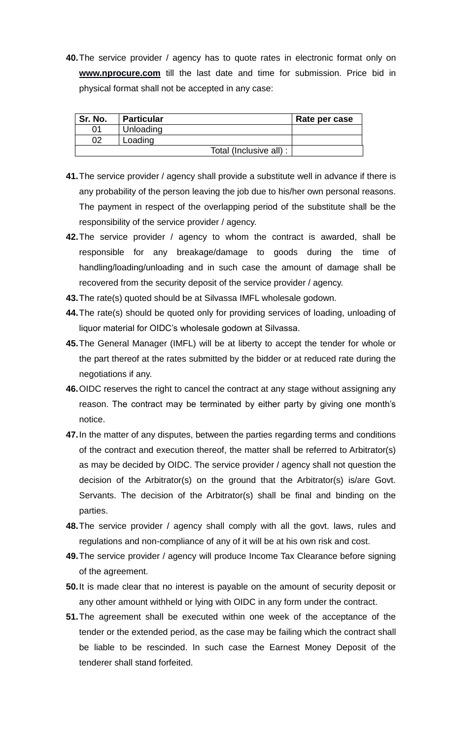**40.** The service provider / agency has to quote rates in electronic format only on **www.nprocure.com** till the last date and time for submission. Price bid in physical format shall not be accepted in any case:

| Sr. No. | Particular | Rate per case |
|---|---|---|
| 01 | Unloading | |
| 02 | Loading | |
| | Total (Inclusive all) : | |

**41.** The service provider / agency shall provide a substitute well in advance if there is any probability of the person leaving the job due to his/her own personal reasons. The payment in respect of the overlapping period of the substitute shall be the responsibility of the service provider / agency.

**42.** The service provider / agency to whom the contract is awarded, shall be responsible for any breakage/damage to goods during the time of handling/loading/unloading and in such case the amount of damage shall be recovered from the security deposit of the service provider / agency.

**43.** The rate(s) quoted should be at Silvassa IMFL wholesale godown.

**44.** The rate(s) should be quoted only for providing services of loading, unloading of liquor material for OIDC's wholesale godown at Silvassa.

**45.** The General Manager (IMFL) will be at liberty to accept the tender for whole or the part thereof at the rates submitted by the bidder or at reduced rate during the negotiations if any.

**46.** OIDC reserves the right to cancel the contract at any stage without assigning any reason. The contract may be terminated by either party by giving one month's notice.

**47.** In the matter of any disputes, between the parties regarding terms and conditions of the contract and execution thereof, the matter shall be referred to Arbitrator(s) as may be decided by OIDC. The service provider / agency shall not question the decision of the Arbitrator(s) on the ground that the Arbitrator(s) is/are Govt. Servants. The decision of the Arbitrator(s) shall be final and binding on the parties.

**48.** The service provider / agency shall comply with all the govt. laws, rules and regulations and non-compliance of any of it will be at his own risk and cost.

**49.** The service provider / agency will produce Income Tax Clearance before signing of the agreement.

**50.** It is made clear that no interest is payable on the amount of security deposit or any other amount withheld or lying with OIDC in any form under the contract.

**51.** The agreement shall be executed within one week of the acceptance of the tender or the extended period, as the case may be failing which the contract shall be liable to be rescinded. In such case the Earnest Money Deposit of the tenderer shall stand forfeited.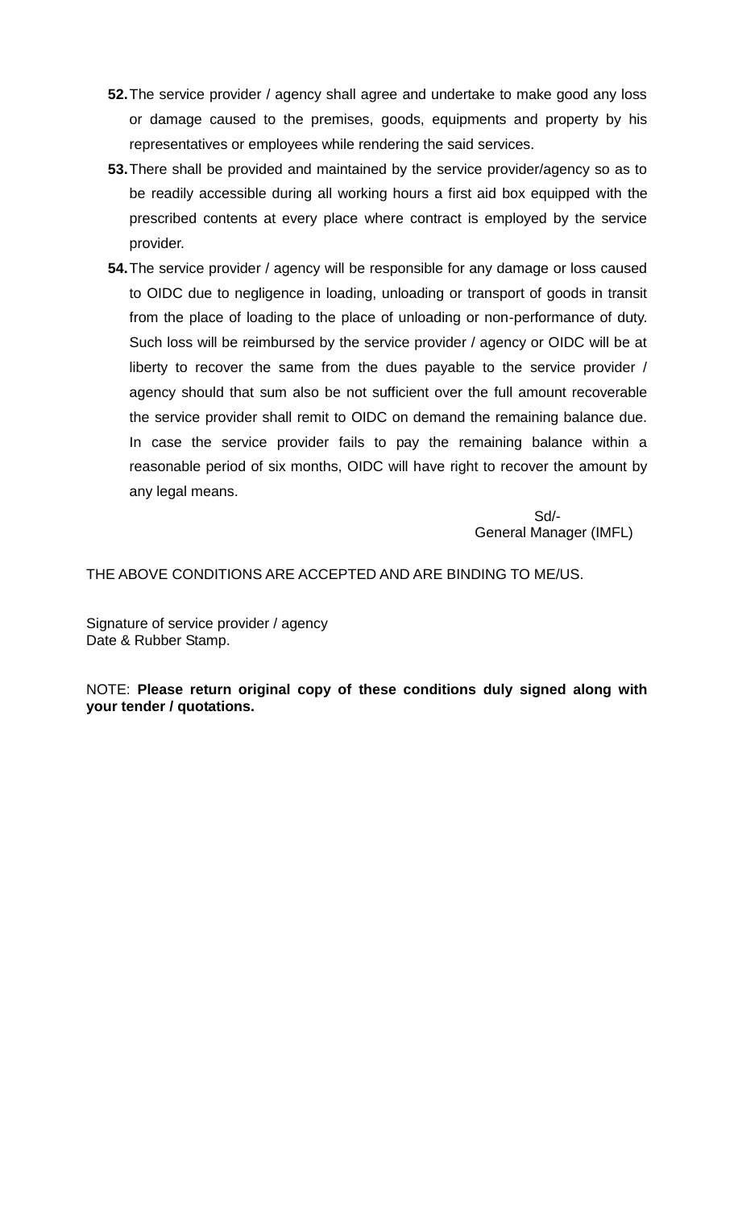**52.** The service provider / agency shall agree and undertake to make good any loss or damage caused to the premises, goods, equipments and property by his representatives or employees while rendering the said services.

**53.** There shall be provided and maintained by the service provider/agency so as to be readily accessible during all working hours a first aid box equipped with the prescribed contents at every place where contract is employed by the service provider.

**54.** The service provider / agency will be responsible for any damage or loss caused to OIDC due to negligence in loading, unloading or transport of goods in transit from the place of loading to the place of unloading or non-performance of duty. Such loss will be reimbursed by the service provider / agency or OIDC will be at liberty to recover the same from the dues payable to the service provider / agency should that sum also be not sufficient over the full amount recoverable the service provider shall remit to OIDC on demand the remaining balance due. In case the service provider fails to pay the remaining balance within a reasonable period of six months, OIDC will have right to recover the amount by any legal means.

Sd/-
General Manager (IMFL)

THE ABOVE CONDITIONS ARE ACCEPTED AND ARE BINDING TO ME/US.

Signature of service provider / agency
Date & Rubber Stamp.

NOTE: **Please return original copy of these conditions duly signed along with your tender / quotations.**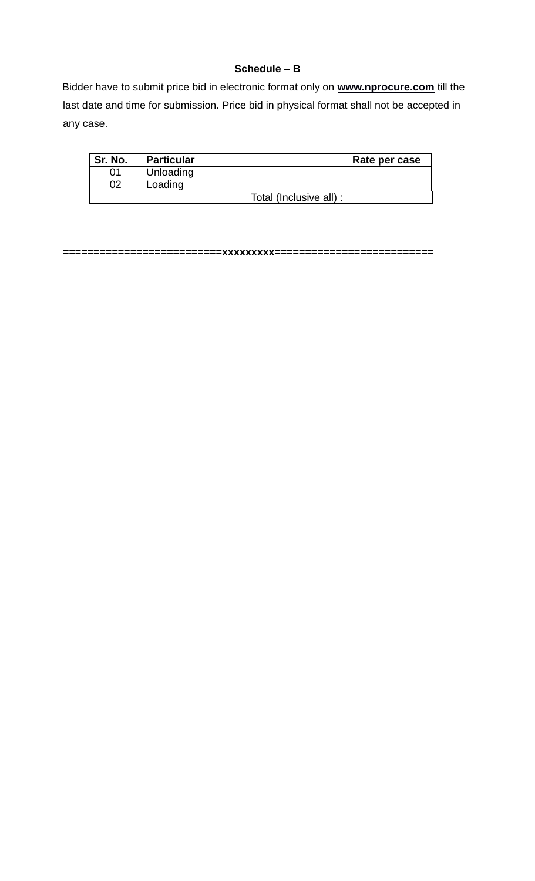**Schedule – B**

Bidder have to submit price bid in electronic format only on **www.nprocure.com** till the last date and time for submission. Price bid in physical format shall not be accepted in any case.

| Sr. No. | Particular | Rate per case |
|---|---|---|
| 01 | Unloading | |
| 02 | Loading | |
| | Total (Inclusive all) : | |

=========================xxxxxxxxx=========================